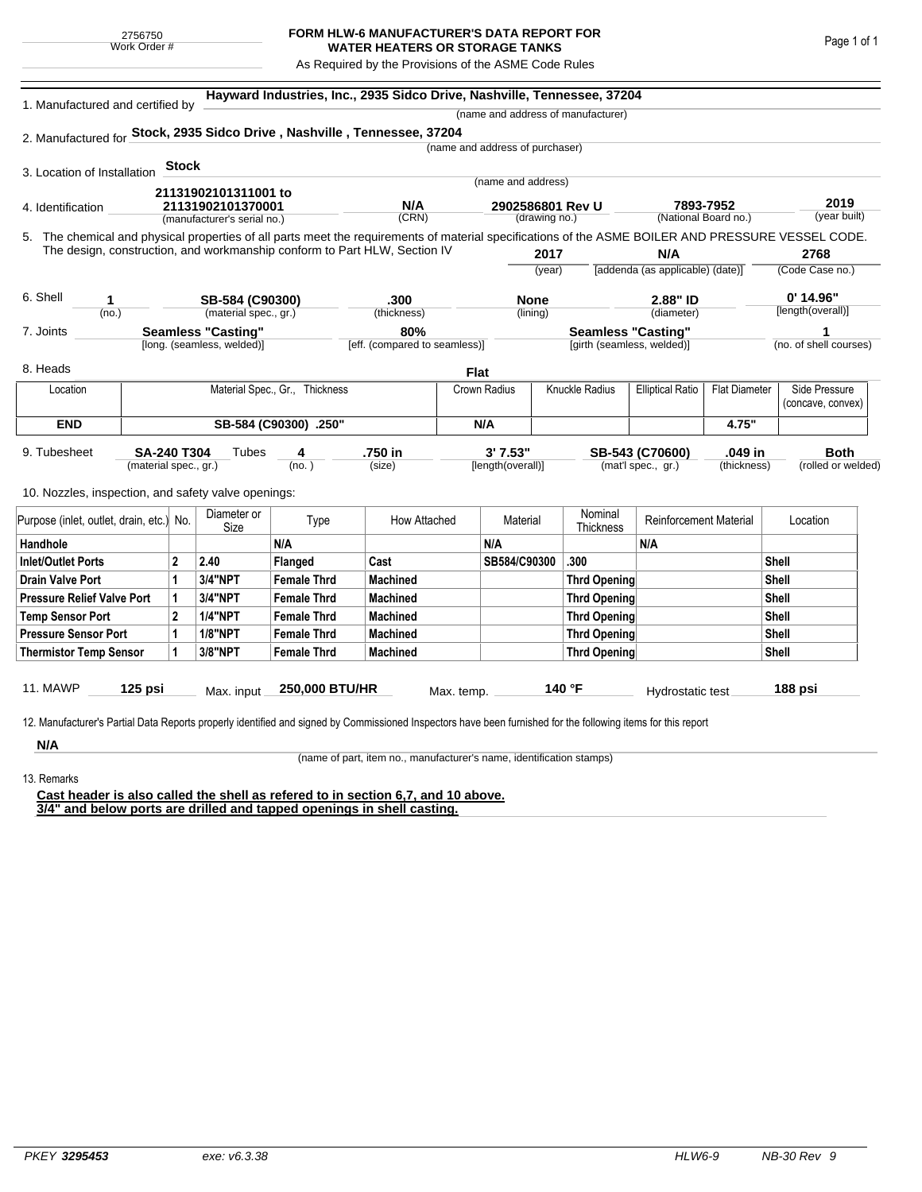2756750
Work Order #

# FORM HLW-6 MANUFACTURER'S DATA REPORT FOR WATER HEATERS OR STORAGE TANKS

As Required by the Provisions of the ASME Code Rules

1. Manufactured and certified by **Hayward Industries, Inc., 2935 Sidco Drive, Nashville, Tennessee, 37204**
(name and address of manufacturer)

2. Manufactured for **Stock, 2935 Sidco Drive , Nashville , Tennessee, 37204**
(name and address of purchaser)

3. Location of Installation **Stock**
(name and address)

4. Identification **21131902101311001 to 21131902101370001** (manufacturer's serial no.) **N/A** (CRN) **2902586801 Rev U** (drawing no.) **7893-7952** (National Board no.) **2019** (year built)

5. The chemical and physical properties of all parts meet the requirements of material specifications of the ASME BOILER AND PRESSURE VESSEL CODE. The design, construction, and workmanship conform to Part HLW, Section IV **2017** (year) **N/A** [addenda (as applicable) (date)] **2768** (Code Case no.)

6. Shell **1** (no.) **SB-584 (C90300)** (material spec., gr.) **.300** (thickness) **None** (lining) **2.88" ID** (diameter) **0' 14.96"** [length(overall)]

7. Joints **Seamless "Casting"** [long. (seamless, welded)] **80%** [eff. (compared to seamless)] **Seamless "Casting"** [girth (seamless, welded)] **1** (no. of shell courses)

8. Heads **Flat**

| Location | Material Spec., Gr., Thickness | Crown Radius | Knuckle Radius | Elliptical Ratio | Flat Diameter | Side Pressure (concave, convex) |
|---|---|---|---|---|---|---|
| **END** | **SB-584 (C90300) .250"** | **N/A** | | | **4.75"** | |

9. Tubesheet **SA-240 T304** (material spec., gr.) Tubes **4** (no.) **.750 in** (size) **3' 7.53"** [length(overall)] **SB-543 (C70600)** (mat'l spec., gr.) **.049 in** (thickness) **Both** (rolled or welded)

10. Nozzles, inspection, and safety valve openings:

| Purpose (inlet, outlet, drain, etc.) | No. | Diameter or Size | Type | How Attached | Material | Nominal Thickness | Reinforcement Material | Location |
|---|---|---|---|---|---|---|---|---|
| **Handhole** | | | **N/A** | | **N/A** | | **N/A** | |
| **Inlet/Outlet Ports** | **2** | **2.40** | **Flanged** | **Cast** | **SB584/C90300** | **.300** | | **Shell** |
| **Drain Valve Port** | **1** | **3/4"NPT** | **Female Thrd** | **Machined** | | **Thrd Opening** | | **Shell** |
| **Pressure Relief Valve Port** | **1** | **3/4"NPT** | **Female Thrd** | **Machined** | | **Thrd Opening** | | **Shell** |
| **Temp Sensor Port** | **2** | **1/4"NPT** | **Female Thrd** | **Machined** | | **Thrd Opening** | | **Shell** |
| **Pressure Sensor Port** | **1** | **1/8"NPT** | **Female Thrd** | **Machined** | | **Thrd Opening** | | **Shell** |
| **Thermistor Temp Sensor** | **1** | **3/8"NPT** | **Female Thrd** | **Machined** | | **Thrd Opening** | | **Shell** |

11. MAWP **125 psi** Max. input **250,000 BTU/HR** Max. temp. **140 °F** Hydrostatic test **188 psi**

12. Manufacturer's Partial Data Reports properly identified and signed by Commissioned Inspectors have been furnished for the following items for this report

**N/A**
(name of part, item no., manufacturer's name, identification stamps)

13. Remarks

**Cast header is also called the shell as refered to in section 6,7, and 10 above.**
**3/4" and below ports are drilled and tapped openings in shell casting.**

*PKEY* ***3295453*** *exe: v6.3.38* *HLW6-9* *NB-30 Rev 9*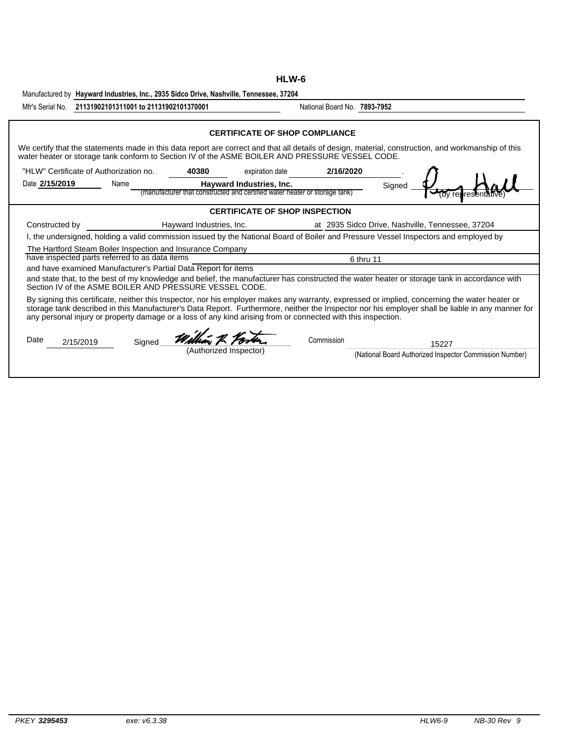# HLW-6

Manufactured by **Hayward Industries, Inc., 2935 Sidco Drive, Nashville, Tennessee, 37204**

Mfr's Serial No. **21131902101311001 to 21131902101370001** National Board No. **7893-7952**

## CERTIFICATE OF SHOP COMPLIANCE

We certify that the statements made in this data report are correct and that all details of design, material, construction, and workmanship of this water heater or storage tank conform to Section IV of the ASME BOILER AND PRESSURE VESSEL CODE.

"HLW" Certificate of Authorization no. **40380** expiration date **2/16/2020** .

Date **2/15/2019** Name **Hayward Industries, Inc.** (manufacturer that constructed and certified water heater or storage tank) Signed _______ (by representative)

## CERTIFICATE OF SHOP INSPECTION

Constructed by Hayward Industries, Inc. at 2935 Sidco Drive, Nashville, Tennessee, 37204

I, the undersigned, holding a valid commission issued by the National Board of Boiler and Pressure Vessel Inspectors and employed by The Hartford Steam Boiler Inspection and Insurance Company

have inspected parts referred to as data items 6 thru 11

and have examined Manufacturer's Partial Data Report for items

and state that, to the best of my knowledge and belief, the manufacturer has constructed the water heater or storage tank in accordance with Section IV of the ASME BOILER AND PRESSURE VESSEL CODE.

By signing this certificate, neither this Inspector, nor his employer makes any warranty, expressed or implied, concerning the water heater or storage tank described in this Manufacturer's Data Report. Furthermore, neither the Inspector nor his employer shall be liable in any manner for any personal injury or property damage or a loss of any kind arising from or connected with this inspection.

Date 2/15/2019 Signed _______ (Authorized Inspector) Commission 15227 (National Board Authorized Inspector Commission Number)

*PKEY 3295453* *exe: v6.3.38* *HLW6-9* *NB-30 Rev 9*